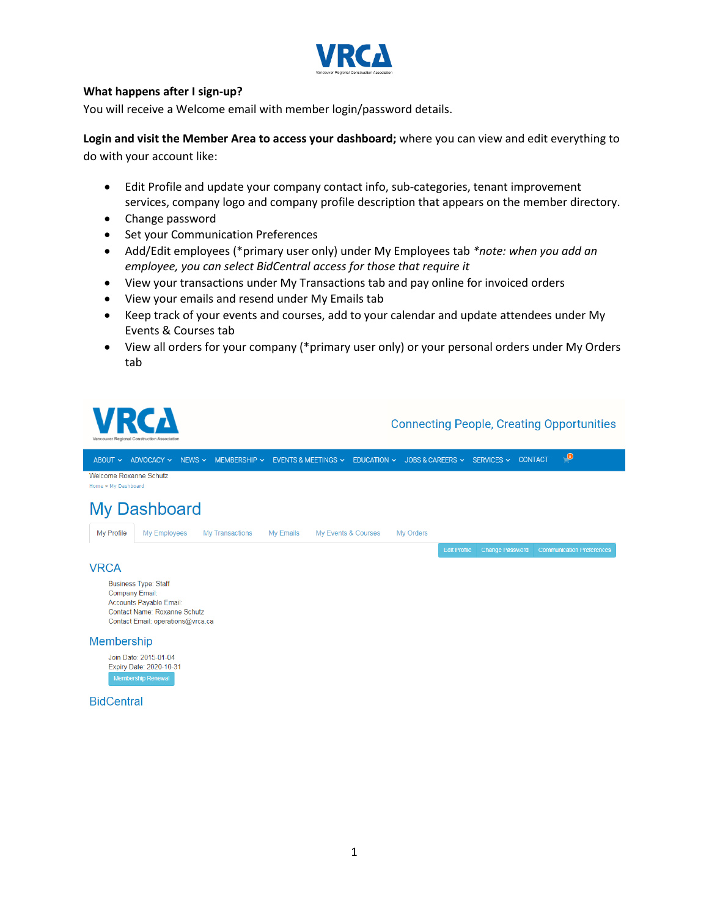**What happens after I sign-up?**

You will receive a Welcome email with member login/password details.

**Login and visit the Member Area to access your dashboard;** where you can view and edit everything to do with your account like:

- Edit Profile and update your company contact info, sub-categories, tenant improvement services, company logo and company profile description that appears on the member directory.
- Change password
- Set your Communication Preferences
- Add/Edit employees (*primary user only) under My Employees tab **note: when you add an employee, you can select BidCentral access for those that require it*
- View your transactions under My Transactions tab and pay online for invoiced orders
- View your emails and resend under My Emails tab
- Keep track of your events and courses, add to your calendar and update attendees under My Events & Courses tab
- View all orders for your company (*primary user only) or your personal orders under My Orders tab

Connecting People, Creating Opportunities

ABOUT ADVOCACY NEWS MEMBERSHIP EVENTS & MEETINGS EDUCATION JOBS & CAREERS SERVICES CONTACT

Welcome Roxanne Schutz

Home » My Dashboard

# My Dashboard

My Profile | My Employees | My Transactions | My Emails | My Events & Courses | My Orders

Edit Profile | Change Password | Communication Preferences

## VRCA

Business Type: Staff
Company Email:
Accounts Payable Email:
Contact Name: Roxanne Schutz
Contact Email: operations@vrca.ca

## Membership

Join Date: 2015-01-04
Expiry Date: 2020-10-31
Membership Renewal

## BidCentral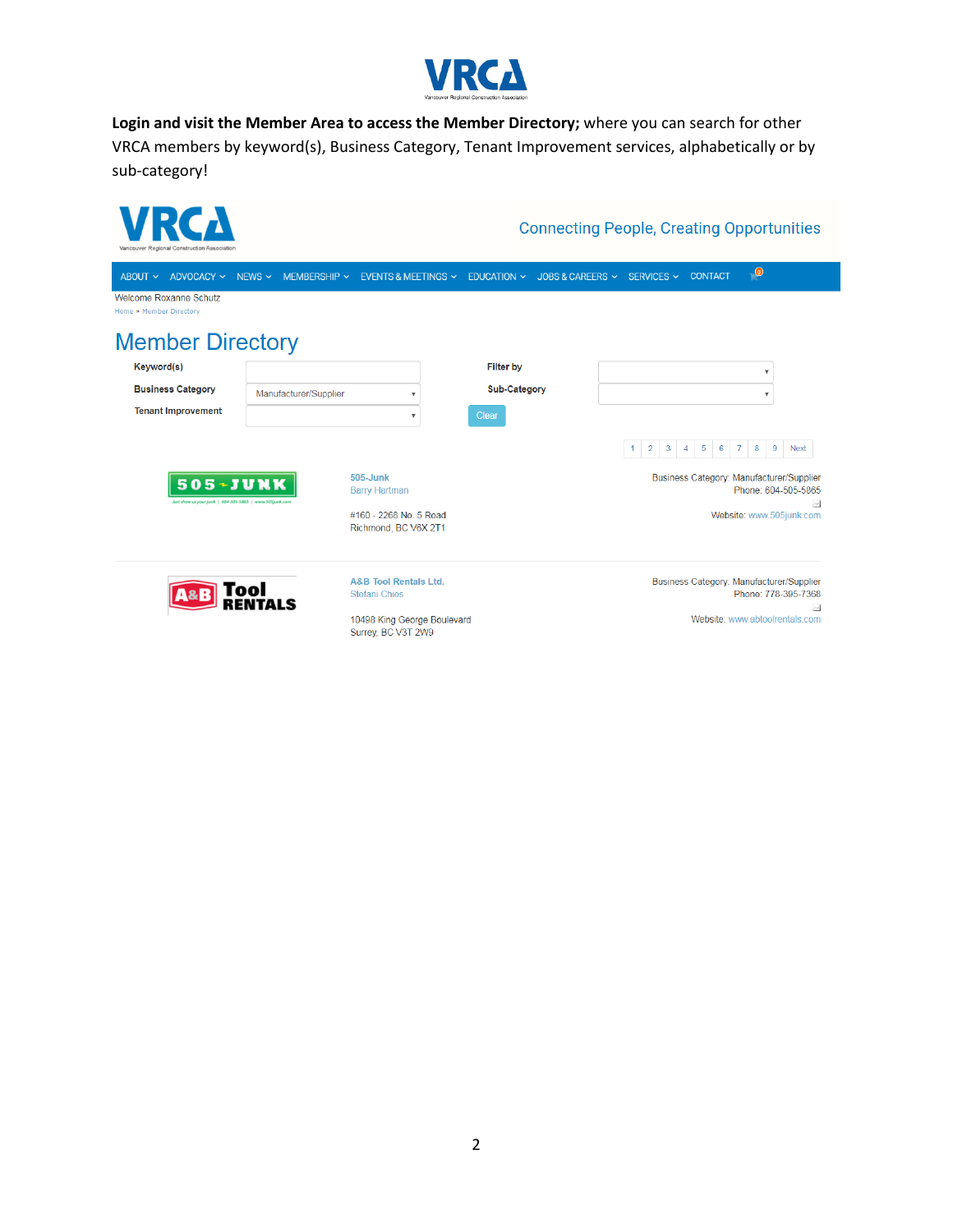**Login and visit the Member Area to access the Member Directory;** where you can search for other VRCA members by keyword(s), Business Category, Tenant Improvement services, alphabetically or by sub-category!

Connecting People, Creating Opportunities

ABOUT ADVOCACY NEWS MEMBERSHIP EVENTS & MEETINGS EDUCATION JOBS & CAREERS SERVICES CONTACT

Welcome Roxanne Schutz

Home » Member Directory

# Member Directory

Keyword(s)

Business Category: Manufacturer/Supplier

Tenant Improvement

Filter by

Sub-Category

Clear

1 2 3 4 5 6 7 8 9 Next

505-Junk
Barry Hartman

#160 - 2268 No. 5 Road
Richmond, BC V6X 2T1

Business Category: Manufacturer/Supplier
Phone: 604-505-5865
Website: www.505junk.com

A&B Tool Rentals Ltd.
Stefani Chios

10498 King George Boulevard
Surrey, BC V3T 2W9

Business Category: Manufacturer/Supplier
Phone: 778-395-7368
Website: www.abtoolrentals.com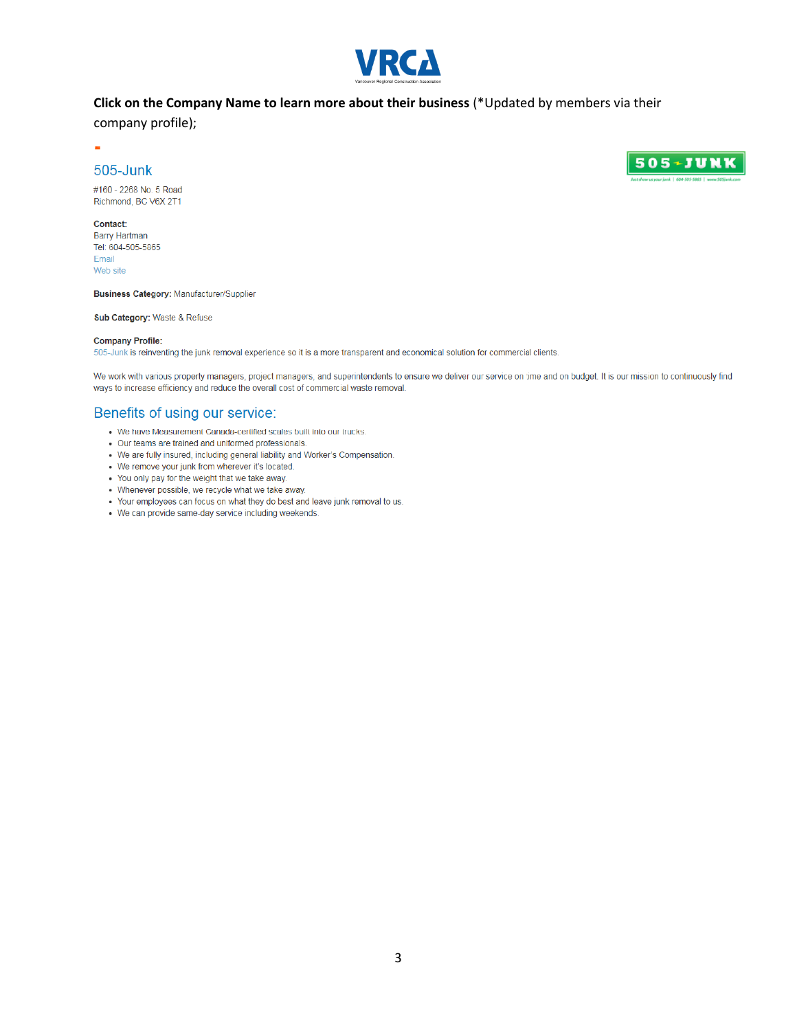**Click on the Company Name to learn more about their business** (*Updated by members via their company profile);

## 505-Junk

#160 - 2268 No. 5 Road
Richmond, BC V6X 2T1

**Contact:**
Barry Hartman
Tel: 604-505-5865
Email
Web site

**Business Category:** Manufacturer/Supplier

**Sub Category:** Waste & Refuse

**Company Profile:**
505-Junk is reinventing the junk removal experience so it is a more transparent and economical solution for commercial clients.

We work with various property managers, project managers, and superintendents to ensure we deliver our service on time and on budget. It is our mission to continuously find ways to increase efficiency and reduce the overall cost of commercial waste removal.

## Benefits of using our service:

- We have Measurement Canada-certified scales built into our trucks.
- Our teams are trained and uniformed professionals.
- We are fully insured, including general liability and Worker's Compensation.
- We remove your junk from wherever it's located.
- You only pay for the weight that we take away.
- Whenever possible, we recycle what we take away.
- Your employees can focus on what they do best and leave junk removal to us.
- We can provide same-day service including weekends.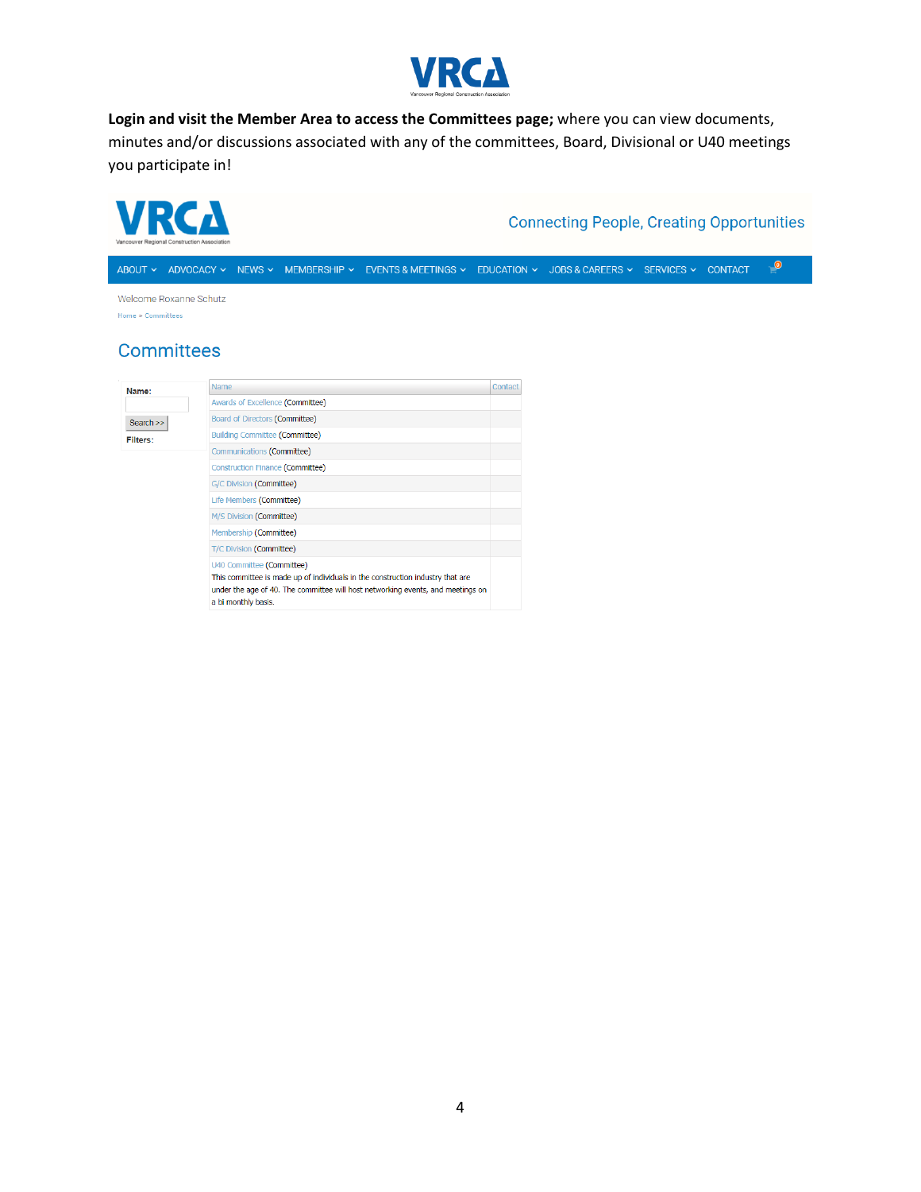**Login and visit the Member Area to access the Committees page;** where you can view documents, minutes and/or discussions associated with any of the committees, Board, Divisional or U40 meetings you participate in!

VRCA
Vancouver Regional Construction Association

Connecting People, Creating Opportunities

ABOUT ADVOCACY NEWS MEMBERSHIP EVENTS & MEETINGS EDUCATION JOBS & CAREERS SERVICES CONTACT

Welcome Roxanne Schutz

Home » Committees

## Committees

Name:

Search >>

Filters:

| Name | Contact |
|---|---|
| Awards of Excellence (Committee) | |
| Board of Directors (Committee) | |
| Building Committee (Committee) | |
| Communications (Committee) | |
| Construction Finance (Committee) | |
| G/C Division (Committee) | |
| Life Members (Committee) | |
| M/S Division (Committee) | |
| Membership (Committee) | |
| T/C Division (Committee) | |
| U40 Committee (Committee) This committee is made up of individuals in the construction industry that are under the age of 40. The committee will host networking events, and meetings on a bi monthly basis. | |